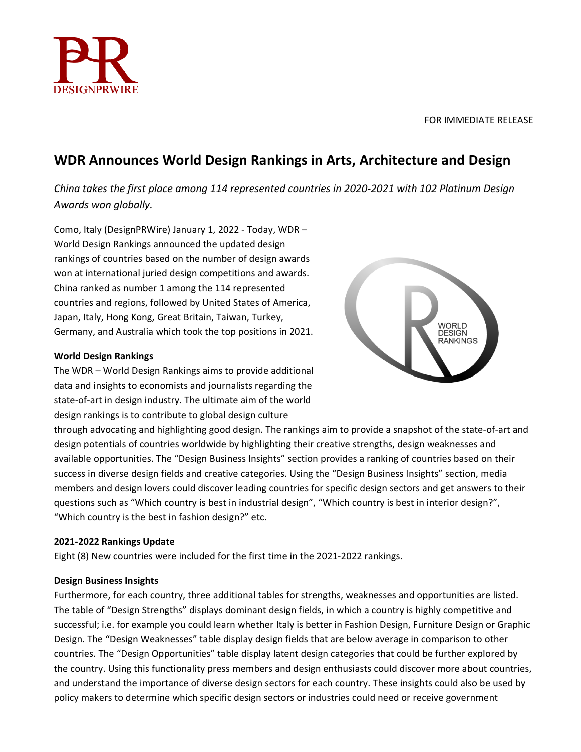FOR IMMEDIATE RELEASE

# WDR Announces World Design Rankings in Arts, Architecture and Design

*China takes the first place among 114 represented countries in 2020-2021 with 102 Platinum Design Awards won globally.*

Como, Italy (DesignPRWire) January 1, 2022 - Today, WDR – World Design Rankings announced the updated design rankings of countries based on the number of design awards won at international juried design competitions and awards. China ranked as number 1 among the 114 represented countries and regions, followed by United States of America, Japan, Italy, Hong Kong, Great Britain, Taiwan, Turkey, Germany, and Australia which took the top positions in 2021.

**World Design Rankings**

The WDR – World Design Rankings aims to provide additional data and insights to economists and journalists regarding the state-of-art in design industry. The ultimate aim of the world design rankings is to contribute to global design culture through advocating and highlighting good design. The rankings aim to provide a snapshot of the state-of-art and design potentials of countries worldwide by highlighting their creative strengths, design weaknesses and available opportunities. The "Design Business Insights" section provides a ranking of countries based on their success in diverse design fields and creative categories. Using the "Design Business Insights" section, media members and design lovers could discover leading countries for specific design sectors and get answers to their questions such as "Which country is best in industrial design", "Which country is best in interior design?", "Which country is the best in fashion design?" etc.

**2021-2022 Rankings Update**

Eight (8) New countries were included for the first time in the 2021-2022 rankings.

**Design Business Insights**

Furthermore, for each country, three additional tables for strengths, weaknesses and opportunities are listed. The table of "Design Strengths" displays dominant design fields, in which a country is highly competitive and successful; i.e. for example you could learn whether Italy is better in Fashion Design, Furniture Design or Graphic Design. The "Design Weaknesses" table display design fields that are below average in comparison to other countries. The "Design Opportunities" table display latent design categories that could be further explored by the country. Using this functionality press members and design enthusiasts could discover more about countries, and understand the importance of diverse design sectors for each country. These insights could also be used by policy makers to determine which specific design sectors or industries could need or receive government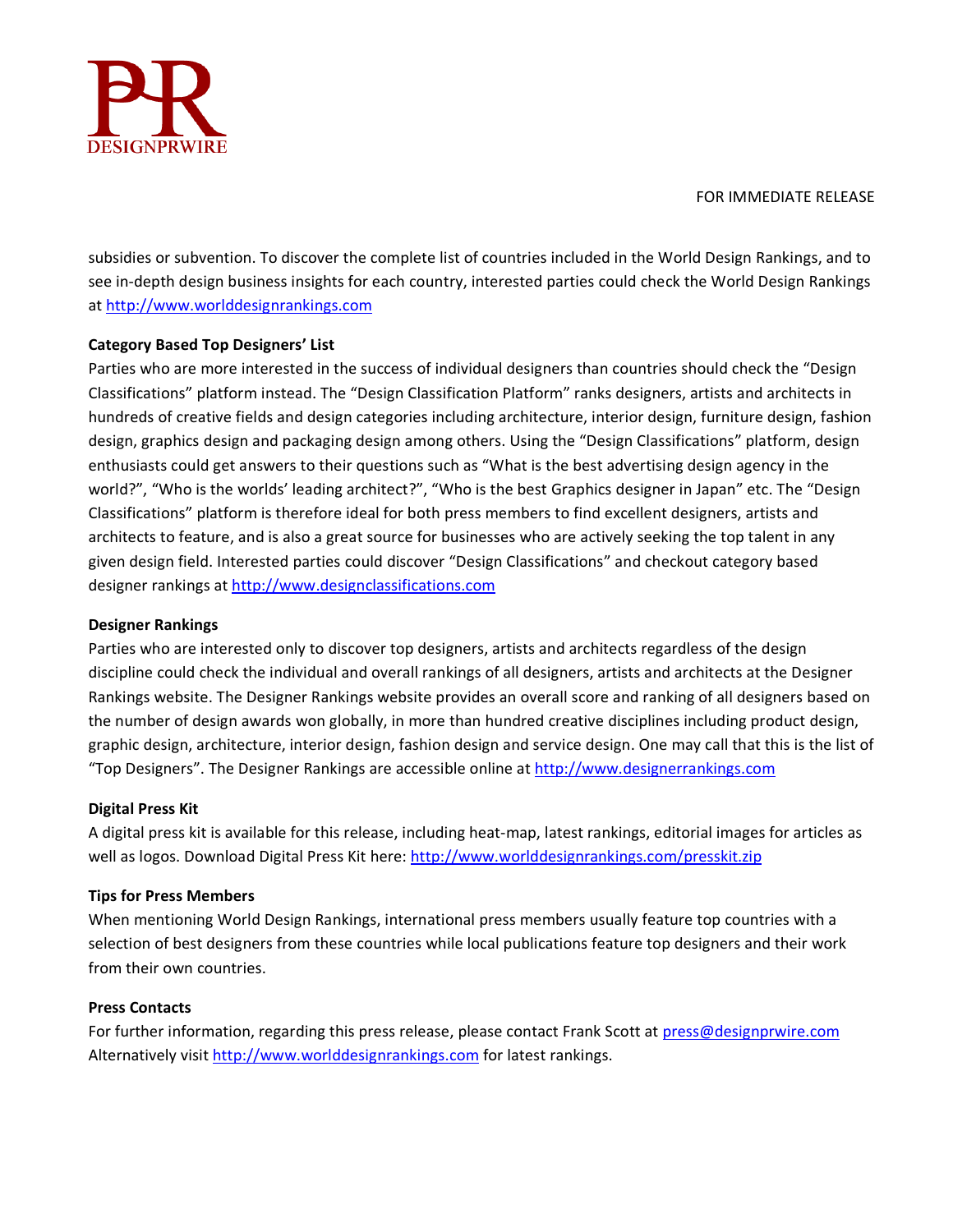FOR IMMEDIATE RELEASE

subsidies or subvention. To discover the complete list of countries included in the World Design Rankings, and to see in-depth design business insights for each country, interested parties could check the World Design Rankings at http://www.worlddesignrankings.com

**Category Based Top Designers' List**

Parties who are more interested in the success of individual designers than countries should check the "Design Classifications" platform instead. The "Design Classification Platform" ranks designers, artists and architects in hundreds of creative fields and design categories including architecture, interior design, furniture design, fashion design, graphics design and packaging design among others. Using the "Design Classifications" platform, design enthusiasts could get answers to their questions such as "What is the best advertising design agency in the world?", "Who is the worlds' leading architect?", "Who is the best Graphics designer in Japan" etc. The "Design Classifications" platform is therefore ideal for both press members to find excellent designers, artists and architects to feature, and is also a great source for businesses who are actively seeking the top talent in any given design field. Interested parties could discover "Design Classifications" and checkout category based designer rankings at http://www.designclassifications.com

**Designer Rankings**

Parties who are interested only to discover top designers, artists and architects regardless of the design discipline could check the individual and overall rankings of all designers, artists and architects at the Designer Rankings website. The Designer Rankings website provides an overall score and ranking of all designers based on the number of design awards won globally, in more than hundred creative disciplines including product design, graphic design, architecture, interior design, fashion design and service design. One may call that this is the list of "Top Designers". The Designer Rankings are accessible online at http://www.designerrankings.com

**Digital Press Kit**

A digital press kit is available for this release, including heat-map, latest rankings, editorial images for articles as well as logos. Download Digital Press Kit here: http://www.worlddesignrankings.com/presskit.zip

**Tips for Press Members**

When mentioning World Design Rankings, international press members usually feature top countries with a selection of best designers from these countries while local publications feature top designers and their work from their own countries.

**Press Contacts**

For further information, regarding this press release, please contact Frank Scott at press@designprwire.com
Alternatively visit http://www.worlddesignrankings.com for latest rankings.